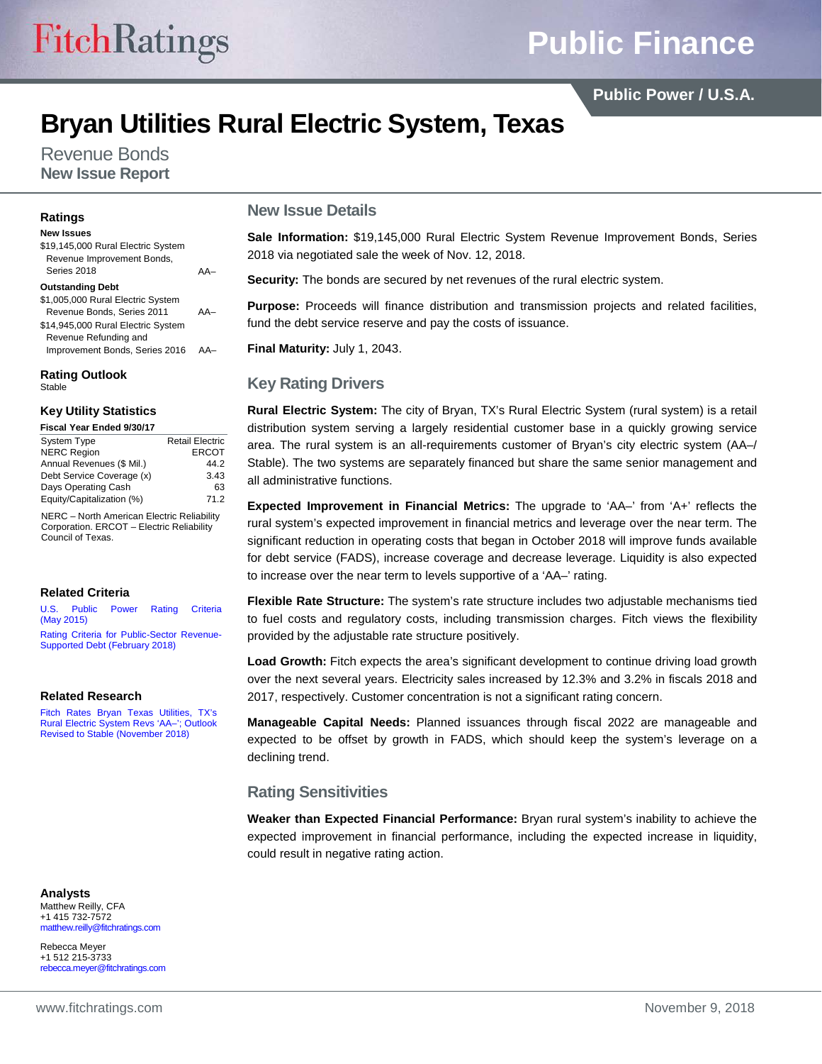# Bryan Utilities Rural Electric System, Texas

Revenue Bonds
**New Issue Report**

## Ratings

**New Issues**

| | |
|---|---|
| $19,145,000 Rural Electric System Revenue Improvement Bonds, Series 2018 | AA– |

**Outstanding Debt**

| | |
|---|---|
| $1,005,000 Rural Electric System Revenue Bonds, Series 2011 | AA– |
| $14,945,000 Rural Electric System Revenue Refunding and Improvement Bonds, Series 2016 | AA– |

## Rating Outlook

Stable

## Key Utility Statistics

| Fiscal Year Ended 9/30/17 | |
|---|---|
| System Type | Retail Electric |
| NERC Region | ERCOT |
| Annual Revenues ($ Mil.) | 44.2 |
| Debt Service Coverage (x) | 3.43 |
| Days Operating Cash | 63 |
| Equity/Capitalization (%) | 71.2 |

NERC – North American Electric Reliability Corporation. ERCOT – Electric Reliability Council of Texas.

## Related Criteria

U.S. Public Power Rating Criteria (May 2015)

Rating Criteria for Public-Sector Revenue-Supported Debt (February 2018)

## Related Research

Fitch Rates Bryan Texas Utilities, TX's Rural Electric System Revs 'AA–'; Outlook Revised to Stable (November 2018)

## Analysts

Matthew Reilly, CFA
+1 415 732-7572
matthew.reilly@fitchratings.com

Rebecca Meyer
+1 512 215-3733
rebecca.meyer@fitchratings.com

## New Issue Details

**Sale Information:** $19,145,000 Rural Electric System Revenue Improvement Bonds, Series 2018 via negotiated sale the week of Nov. 12, 2018.

**Security:** The bonds are secured by net revenues of the rural electric system.

**Purpose:** Proceeds will finance distribution and transmission projects and related facilities, fund the debt service reserve and pay the costs of issuance.

**Final Maturity:** July 1, 2043.

## Key Rating Drivers

**Rural Electric System:** The city of Bryan, TX's Rural Electric System (rural system) is a retail distribution system serving a largely residential customer base in a quickly growing service area. The rural system is an all-requirements customer of Bryan's city electric system (AA–/Stable). The two systems are separately financed but share the same senior management and all administrative functions.

**Expected Improvement in Financial Metrics:** The upgrade to 'AA–' from 'A+' reflects the rural system's expected improvement in financial metrics and leverage over the near term. The significant reduction in operating costs that began in October 2018 will improve funds available for debt service (FADS), increase coverage and decrease leverage. Liquidity is also expected to increase over the near term to levels supportive of a 'AA–' rating.

**Flexible Rate Structure:** The system's rate structure includes two adjustable mechanisms tied to fuel costs and regulatory costs, including transmission charges. Fitch views the flexibility provided by the adjustable rate structure positively.

**Load Growth:** Fitch expects the area's significant development to continue driving load growth over the next several years. Electricity sales increased by 12.3% and 3.2% in fiscals 2018 and 2017, respectively. Customer concentration is not a significant rating concern.

**Manageable Capital Needs:** Planned issuances through fiscal 2022 are manageable and expected to be offset by growth in FADS, which should keep the system's leverage on a declining trend.

## Rating Sensitivities

**Weaker than Expected Financial Performance:** Bryan rural system's inability to achieve the expected improvement in financial performance, including the expected increase in liquidity, could result in negative rating action.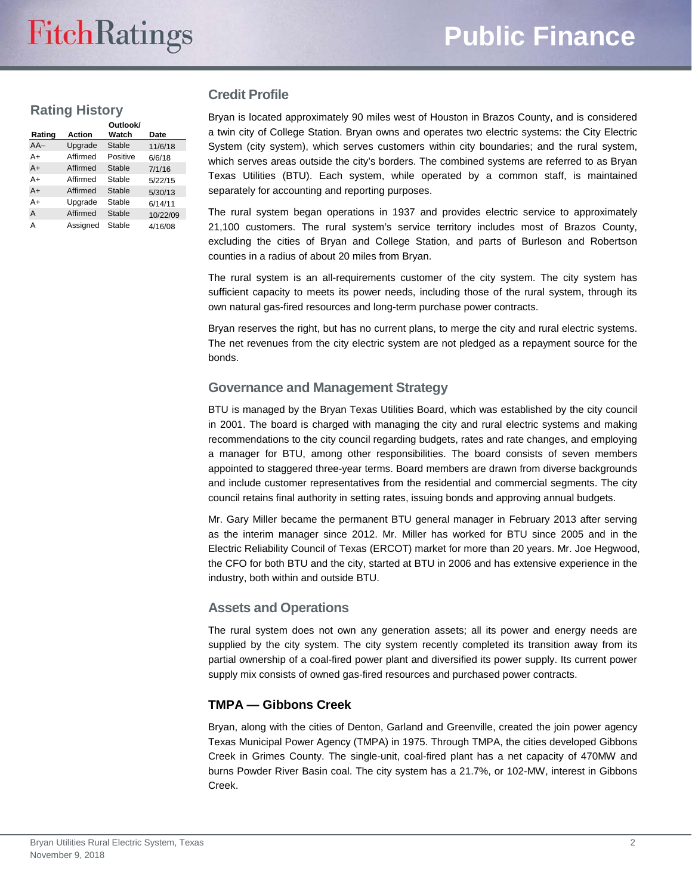## Rating History

| Rating | Action | Outlook/ Watch | Date |
|---|---|---|---|
| AA– | Upgrade | Stable | 11/6/18 |
| A+ | Affirmed | Positive | 6/6/18 |
| A+ | Affirmed | Stable | 7/1/16 |
| A+ | Affirmed | Stable | 5/22/15 |
| A+ | Affirmed | Stable | 5/30/13 |
| A+ | Upgrade | Stable | 6/14/11 |
| A | Affirmed | Stable | 10/22/09 |
| A | Assigned | Stable | 4/16/08 |

## Credit Profile

Bryan is located approximately 90 miles west of Houston in Brazos County, and is considered a twin city of College Station. Bryan owns and operates two electric systems: the City Electric System (city system), which serves customers within city boundaries; and the rural system, which serves areas outside the city's borders. The combined systems are referred to as Bryan Texas Utilities (BTU). Each system, while operated by a common staff, is maintained separately for accounting and reporting purposes.

The rural system began operations in 1937 and provides electric service to approximately 21,100 customers. The rural system's service territory includes most of Brazos County, excluding the cities of Bryan and College Station, and parts of Burleson and Robertson counties in a radius of about 20 miles from Bryan.

The rural system is an all-requirements customer of the city system. The city system has sufficient capacity to meets its power needs, including those of the rural system, through its own natural gas-fired resources and long-term purchase power contracts.

Bryan reserves the right, but has no current plans, to merge the city and rural electric systems. The net revenues from the city electric system are not pledged as a repayment source for the bonds.

## Governance and Management Strategy

BTU is managed by the Bryan Texas Utilities Board, which was established by the city council in 2001. The board is charged with managing the city and rural electric systems and making recommendations to the city council regarding budgets, rates and rate changes, and employing a manager for BTU, among other responsibilities. The board consists of seven members appointed to staggered three-year terms. Board members are drawn from diverse backgrounds and include customer representatives from the residential and commercial segments. The city council retains final authority in setting rates, issuing bonds and approving annual budgets.

Mr. Gary Miller became the permanent BTU general manager in February 2013 after serving as the interim manager since 2012. Mr. Miller has worked for BTU since 2005 and in the Electric Reliability Council of Texas (ERCOT) market for more than 20 years. Mr. Joe Hegwood, the CFO for both BTU and the city, started at BTU in 2006 and has extensive experience in the industry, both within and outside BTU.

## Assets and Operations

The rural system does not own any generation assets; all its power and energy needs are supplied by the city system. The city system recently completed its transition away from its partial ownership of a coal-fired power plant and diversified its power supply. Its current power supply mix consists of owned gas-fired resources and purchased power contracts.

### TMPA — Gibbons Creek

Bryan, along with the cities of Denton, Garland and Greenville, created the join power agency Texas Municipal Power Agency (TMPA) in 1975. Through TMPA, the cities developed Gibbons Creek in Grimes County. The single-unit, coal-fired plant has a net capacity of 470MW and burns Powder River Basin coal. The city system has a 21.7%, or 102-MW, interest in Gibbons Creek.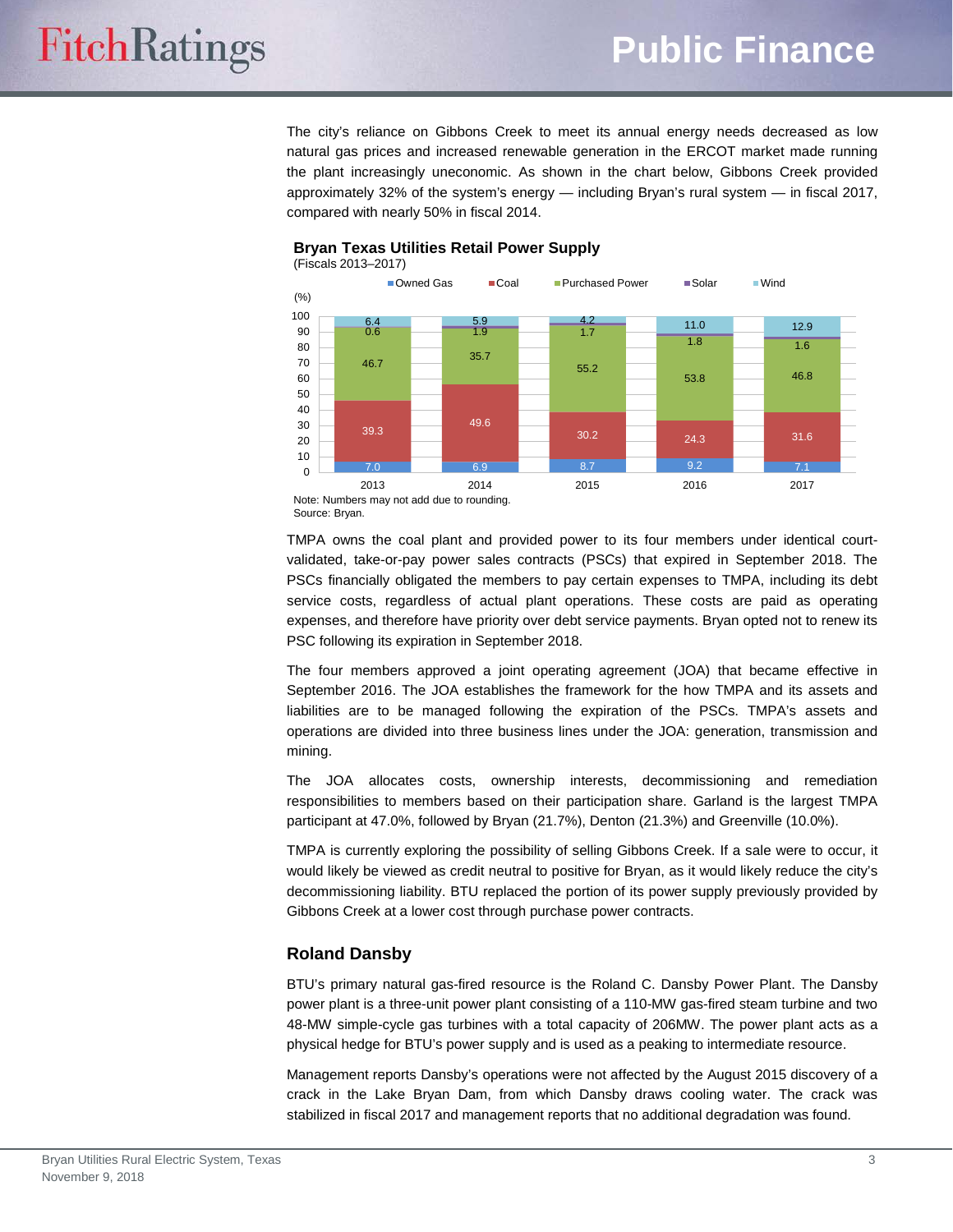The city's reliance on Gibbons Creek to meet its annual energy needs decreased as low natural gas prices and increased renewable generation in the ERCOT market made running the plant increasingly uneconomic. As shown in the chart below, Gibbons Creek provided approximately 32% of the system's energy — including Bryan's rural system — in fiscal 2017, compared with nearly 50% in fiscal 2014.

**Bryan Texas Utilities Retail Power Supply**
(Fiscals 2013–2017)

| (%) | 2013 | 2014 | 2015 | 2016 | 2017 |
|---|---|---|---|---|---|
| Owned Gas | 7.0 | 6.9 | 8.7 | 9.2 | 7.1 |
| Coal | 39.3 | 49.6 | 30.2 | 24.3 | 31.6 |
| Purchased Power | 46.7 | 35.7 | 55.2 | 53.8 | 46.8 |
| Solar | 0.6 | 1.9 | 1.7 | 1.8 | 1.6 |
| Wind | 6.4 | 5.9 | 4.2 | 11.0 | 12.9 |

Note: Numbers may not add due to rounding.
Source: Bryan.

TMPA owns the coal plant and provided power to its four members under identical court-validated, take-or-pay power sales contracts (PSCs) that expired in September 2018. The PSCs financially obligated the members to pay certain expenses to TMPA, including its debt service costs, regardless of actual plant operations. These costs are paid as operating expenses, and therefore have priority over debt service payments. Bryan opted not to renew its PSC following its expiration in September 2018.

The four members approved a joint operating agreement (JOA) that became effective in September 2016. The JOA establishes the framework for the how TMPA and its assets and liabilities are to be managed following the expiration of the PSCs. TMPA's assets and operations are divided into three business lines under the JOA: generation, transmission and mining.

The JOA allocates costs, ownership interests, decommissioning and remediation responsibilities to members based on their participation share. Garland is the largest TMPA participant at 47.0%, followed by Bryan (21.7%), Denton (21.3%) and Greenville (10.0%).

TMPA is currently exploring the possibility of selling Gibbons Creek. If a sale were to occur, it would likely be viewed as credit neutral to positive for Bryan, as it would likely reduce the city's decommissioning liability. BTU replaced the portion of its power supply previously provided by Gibbons Creek at a lower cost through purchase power contracts.

## Roland Dansby

BTU's primary natural gas-fired resource is the Roland C. Dansby Power Plant. The Dansby power plant is a three-unit power plant consisting of a 110-MW gas-fired steam turbine and two 48-MW simple-cycle gas turbines with a total capacity of 206MW. The power plant acts as a physical hedge for BTU's power supply and is used as a peaking to intermediate resource.

Management reports Dansby's operations were not affected by the August 2015 discovery of a crack in the Lake Bryan Dam, from which Dansby draws cooling water. The crack was stabilized in fiscal 2017 and management reports that no additional degradation was found.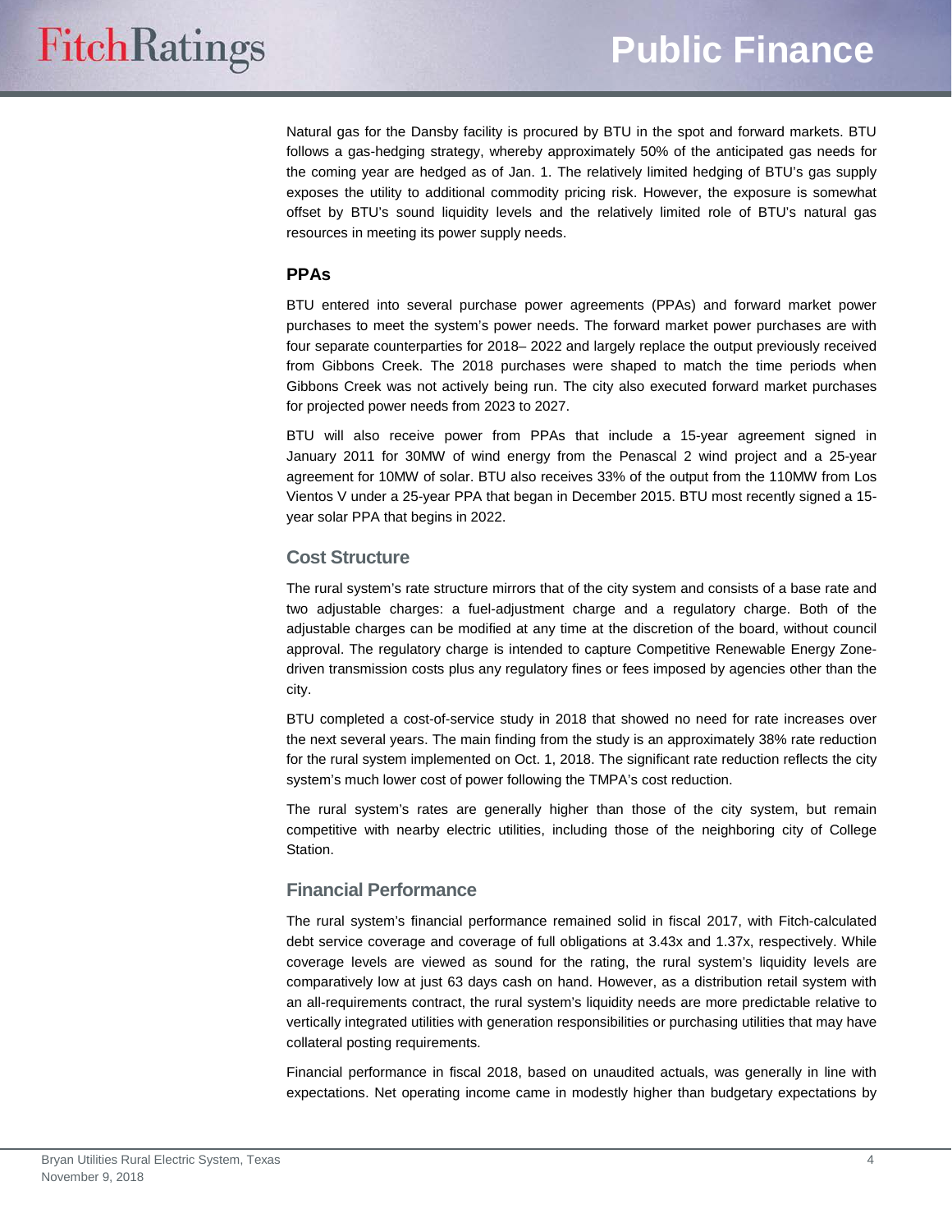Natural gas for the Dansby facility is procured by BTU in the spot and forward markets. BTU follows a gas-hedging strategy, whereby approximately 50% of the anticipated gas needs for the coming year are hedged as of Jan. 1. The relatively limited hedging of BTU's gas supply exposes the utility to additional commodity pricing risk. However, the exposure is somewhat offset by BTU's sound liquidity levels and the relatively limited role of BTU's natural gas resources in meeting its power supply needs.

### PPAs

BTU entered into several purchase power agreements (PPAs) and forward market power purchases to meet the system's power needs. The forward market power purchases are with four separate counterparties for 2018– 2022 and largely replace the output previously received from Gibbons Creek. The 2018 purchases were shaped to match the time periods when Gibbons Creek was not actively being run. The city also executed forward market purchases for projected power needs from 2023 to 2027.

BTU will also receive power from PPAs that include a 15-year agreement signed in January 2011 for 30MW of wind energy from the Penascal 2 wind project and a 25-year agreement for 10MW of solar. BTU also receives 33% of the output from the 110MW from Los Vientos V under a 25-year PPA that began in December 2015. BTU most recently signed a 15-year solar PPA that begins in 2022.

## Cost Structure

The rural system's rate structure mirrors that of the city system and consists of a base rate and two adjustable charges: a fuel-adjustment charge and a regulatory charge. Both of the adjustable charges can be modified at any time at the discretion of the board, without council approval. The regulatory charge is intended to capture Competitive Renewable Energy Zone-driven transmission costs plus any regulatory fines or fees imposed by agencies other than the city.

BTU completed a cost-of-service study in 2018 that showed no need for rate increases over the next several years. The main finding from the study is an approximately 38% rate reduction for the rural system implemented on Oct. 1, 2018. The significant rate reduction reflects the city system's much lower cost of power following the TMPA's cost reduction.

The rural system's rates are generally higher than those of the city system, but remain competitive with nearby electric utilities, including those of the neighboring city of College Station.

## Financial Performance

The rural system's financial performance remained solid in fiscal 2017, with Fitch-calculated debt service coverage and coverage of full obligations at 3.43x and 1.37x, respectively. While coverage levels are viewed as sound for the rating, the rural system's liquidity levels are comparatively low at just 63 days cash on hand. However, as a distribution retail system with an all-requirements contract, the rural system's liquidity needs are more predictable relative to vertically integrated utilities with generation responsibilities or purchasing utilities that may have collateral posting requirements.

Financial performance in fiscal 2018, based on unaudited actuals, was generally in line with expectations. Net operating income came in modestly higher than budgetary expectations by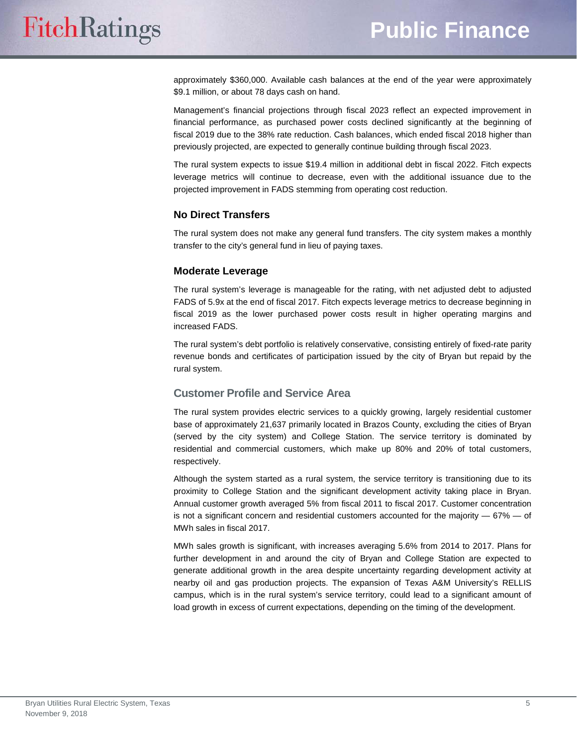approximately $360,000. Available cash balances at the end of the year were approximately $9.1 million, or about 78 days cash on hand.

Management's financial projections through fiscal 2023 reflect an expected improvement in financial performance, as purchased power costs declined significantly at the beginning of fiscal 2019 due to the 38% rate reduction. Cash balances, which ended fiscal 2018 higher than previously projected, are expected to generally continue building through fiscal 2023.

The rural system expects to issue $19.4 million in additional debt in fiscal 2022. Fitch expects leverage metrics will continue to decrease, even with the additional issuance due to the projected improvement in FADS stemming from operating cost reduction.

### No Direct Transfers

The rural system does not make any general fund transfers. The city system makes a monthly transfer to the city's general fund in lieu of paying taxes.

### Moderate Leverage

The rural system's leverage is manageable for the rating, with net adjusted debt to adjusted FADS of 5.9x at the end of fiscal 2017. Fitch expects leverage metrics to decrease beginning in fiscal 2019 as the lower purchased power costs result in higher operating margins and increased FADS.

The rural system's debt portfolio is relatively conservative, consisting entirely of fixed-rate parity revenue bonds and certificates of participation issued by the city of Bryan but repaid by the rural system.

## Customer Profile and Service Area

The rural system provides electric services to a quickly growing, largely residential customer base of approximately 21,637 primarily located in Brazos County, excluding the cities of Bryan (served by the city system) and College Station. The service territory is dominated by residential and commercial customers, which make up 80% and 20% of total customers, respectively.

Although the system started as a rural system, the service territory is transitioning due to its proximity to College Station and the significant development activity taking place in Bryan. Annual customer growth averaged 5% from fiscal 2011 to fiscal 2017. Customer concentration is not a significant concern and residential customers accounted for the majority — 67% — of MWh sales in fiscal 2017.

MWh sales growth is significant, with increases averaging 5.6% from 2014 to 2017. Plans for further development in and around the city of Bryan and College Station are expected to generate additional growth in the area despite uncertainty regarding development activity at nearby oil and gas production projects. The expansion of Texas A&M University's RELLIS campus, which is in the rural system's service territory, could lead to a significant amount of load growth in excess of current expectations, depending on the timing of the development.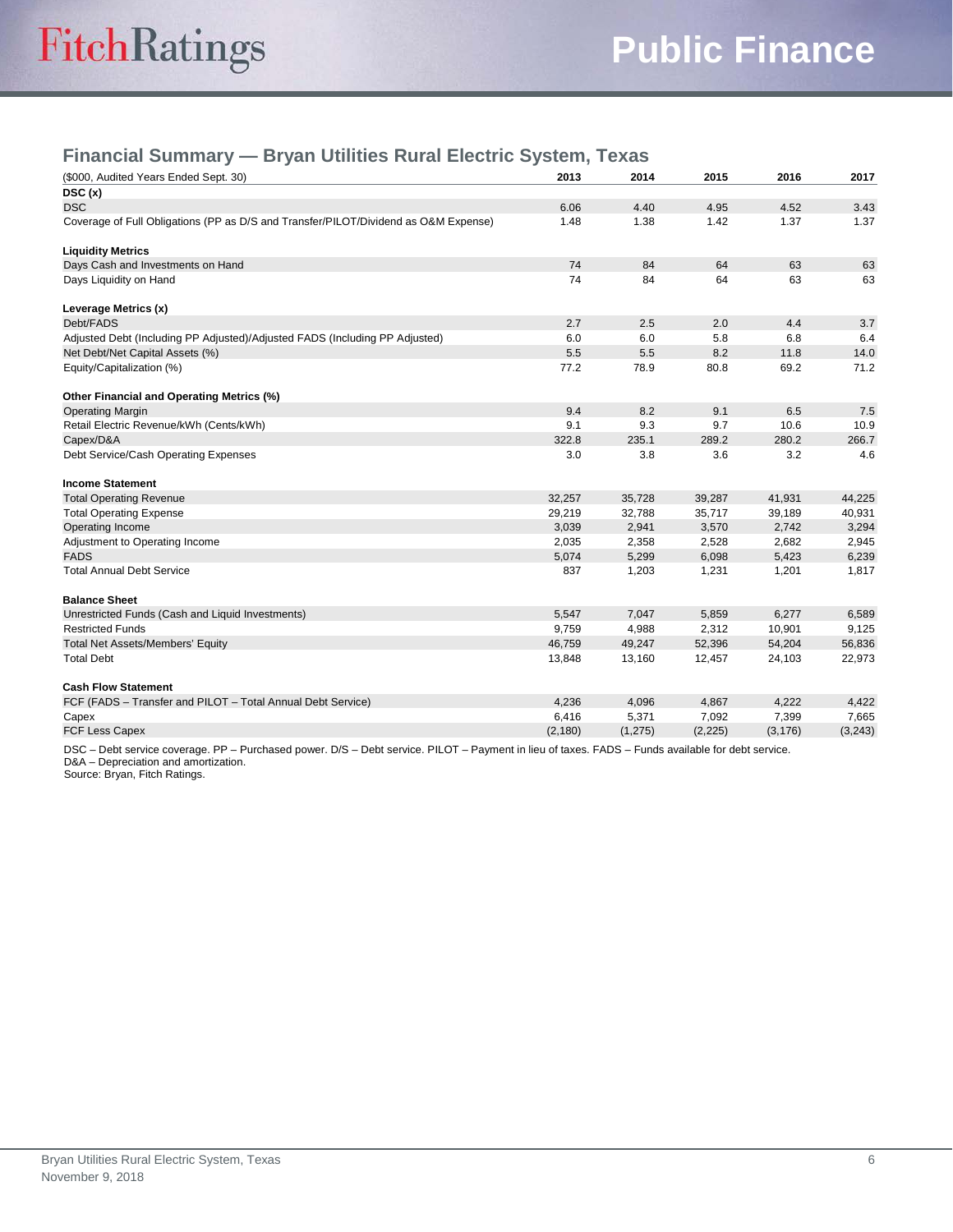## Financial Summary — Bryan Utilities Rural Electric System, Texas

| ($000, Audited Years Ended Sept. 30) | 2013 | 2014 | 2015 | 2016 | 2017 |
|---|---|---|---|---|---|
| **DSC (x)** | | | | | |
| DSC | 6.06 | 4.40 | 4.95 | 4.52 | 3.43 |
| Coverage of Full Obligations (PP as D/S and Transfer/PILOT/Dividend as O&M Expense) | 1.48 | 1.38 | 1.42 | 1.37 | 1.37 |
| | | | | | |
| **Liquidity Metrics** | | | | | |
| Days Cash and Investments on Hand | 74 | 84 | 64 | 63 | 63 |
| Days Liquidity on Hand | 74 | 84 | 64 | 63 | 63 |
| | | | | | |
| **Leverage Metrics (x)** | | | | | |
| Debt/FADS | 2.7 | 2.5 | 2.0 | 4.4 | 3.7 |
| Adjusted Debt (Including PP Adjusted)/Adjusted FADS (Including PP Adjusted) | 6.0 | 6.0 | 5.8 | 6.8 | 6.4 |
| Net Debt/Net Capital Assets (%) | 5.5 | 5.5 | 8.2 | 11.8 | 14.0 |
| Equity/Capitalization (%) | 77.2 | 78.9 | 80.8 | 69.2 | 71.2 |
| | | | | | |
| **Other Financial and Operating Metrics (%)** | | | | | |
| Operating Margin | 9.4 | 8.2 | 9.1 | 6.5 | 7.5 |
| Retail Electric Revenue/kWh (Cents/kWh) | 9.1 | 9.3 | 9.7 | 10.6 | 10.9 |
| Capex/D&A | 322.8 | 235.1 | 289.2 | 280.2 | 266.7 |
| Debt Service/Cash Operating Expenses | 3.0 | 3.8 | 3.6 | 3.2 | 4.6 |
| | | | | | |
| **Income Statement** | | | | | |
| Total Operating Revenue | 32,257 | 35,728 | 39,287 | 41,931 | 44,225 |
| Total Operating Expense | 29,219 | 32,788 | 35,717 | 39,189 | 40,931 |
| Operating Income | 3,039 | 2,941 | 3,570 | 2,742 | 3,294 |
| Adjustment to Operating Income | 2,035 | 2,358 | 2,528 | 2,682 | 2,945 |
| FADS | 5,074 | 5,299 | 6,098 | 5,423 | 6,239 |
| Total Annual Debt Service | 837 | 1,203 | 1,231 | 1,201 | 1,817 |
| | | | | | |
| **Balance Sheet** | | | | | |
| Unrestricted Funds (Cash and Liquid Investments) | 5,547 | 7,047 | 5,859 | 6,277 | 6,589 |
| Restricted Funds | 9,759 | 4,988 | 2,312 | 10,901 | 9,125 |
| Total Net Assets/Members' Equity | 46,759 | 49,247 | 52,396 | 54,204 | 56,836 |
| Total Debt | 13,848 | 13,160 | 12,457 | 24,103 | 22,973 |
| | | | | | |
| **Cash Flow Statement** | | | | | |
| FCF (FADS – Transfer and PILOT – Total Annual Debt Service) | 4,236 | 4,096 | 4,867 | 4,222 | 4,422 |
| Capex | 6,416 | 5,371 | 7,092 | 7,399 | 7,665 |
| FCF Less Capex | (2,180) | (1,275) | (2,225) | (3,176) | (3,243) |

DSC – Debt service coverage. PP – Purchased power. D/S – Debt service. PILOT – Payment in lieu of taxes. FADS – Funds available for debt service.
D&A – Depreciation and amortization.
Source: Bryan, Fitch Ratings.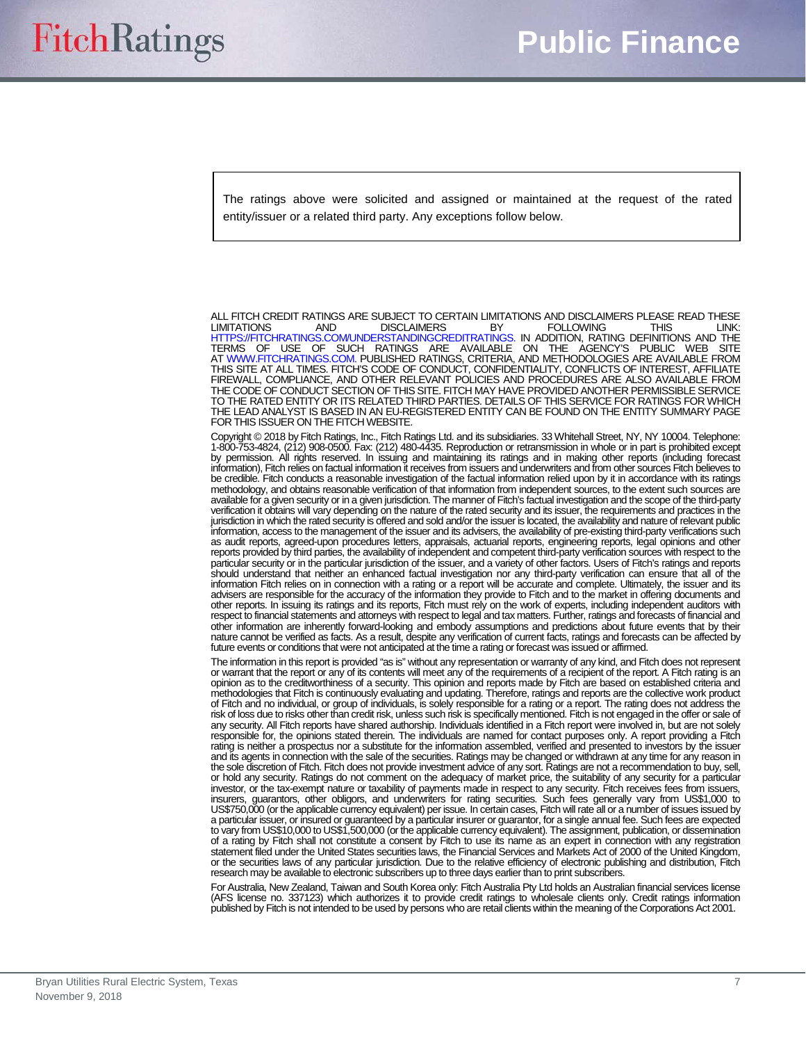The ratings above were solicited and assigned or maintained at the request of the rated entity/issuer or a related third party. Any exceptions follow below.

ALL FITCH CREDIT RATINGS ARE SUBJECT TO CERTAIN LIMITATIONS AND DISCLAIMERS PLEASE READ THESE LIMITATIONS AND DISCLAIMERS BY FOLLOWING THIS LINK: HTTPS://FITCHRATINGS.COM/UNDERSTANDINGCREDITRATINGS. IN ADDITION, RATING DEFINITIONS AND THE TERMS OF USE OF SUCH RATINGS ARE AVAILABLE ON THE AGENCY'S PUBLIC WEB SITE AT WWW.FITCHRATINGS.COM. PUBLISHED RATINGS, CRITERIA, AND METHODOLOGIES ARE AVAILABLE FROM THIS SITE AT ALL TIMES. FITCH'S CODE OF CONDUCT, CONFIDENTIALITY, CONFLICTS OF INTEREST, AFFILIATE FIREWALL, COMPLIANCE, AND OTHER RELEVANT POLICIES AND PROCEDURES ARE ALSO AVAILABLE FROM THE CODE OF CONDUCT SECTION OF THIS SITE. FITCH MAY HAVE PROVIDED ANOTHER PERMISSIBLE SERVICE TO THE RATED ENTITY OR ITS RELATED THIRD PARTIES. DETAILS OF THIS SERVICE FOR RATINGS FOR WHICH THE LEAD ANALYST IS BASED IN AN EU-REGISTERED ENTITY CAN BE FOUND ON THE ENTITY SUMMARY PAGE FOR THIS ISSUER ON THE FITCH WEBSITE.

Copyright © 2018 by Fitch Ratings, Inc., Fitch Ratings Ltd. and its subsidiaries. 33 Whitehall Street, NY, NY 10004. Telephone: 1-800-753-4824, (212) 908-0500. Fax: (212) 480-4435. Reproduction or retransmission in whole or in part is prohibited except by permission. All rights reserved. In issuing and maintaining its ratings and in making other reports (including forecast information), Fitch relies on factual information it receives from issuers and underwriters and from other sources Fitch believes to be credible. Fitch conducts a reasonable investigation of the factual information relied upon by it in accordance with its ratings methodology, and obtains reasonable verification of that information from independent sources, to the extent such sources are available for a given security or in a given jurisdiction. The manner of Fitch's factual investigation and the scope of the third-party verification it obtains will vary depending on the nature of the rated security and its issuer, the requirements and practices in the jurisdiction in which the rated security is offered and sold and/or the issuer is located, the availability and nature of relevant public information, access to the management of the issuer and its advisers, the availability of pre-existing third-party verifications such as audit reports, agreed-upon procedures letters, appraisals, actuarial reports, engineering reports, legal opinions and other reports provided by third parties, the availability of independent and competent third-party verification sources with respect to the particular security or in the particular jurisdiction of the issuer, and a variety of other factors. Users of Fitch's ratings and reports should understand that neither an enhanced factual investigation nor any third-party verification can ensure that all of the information Fitch relies on in connection with a rating or a report will be accurate and complete. Ultimately, the issuer and its advisers are responsible for the accuracy of the information they provide to Fitch and to the market in offering documents and other reports. In issuing its ratings and its reports, Fitch must rely on the work of experts, including independent auditors with respect to financial statements and attorneys with respect to legal and tax matters. Further, ratings and forecasts of financial and other information are inherently forward-looking and embody assumptions and predictions about future events that by their nature cannot be verified as facts. As a result, despite any verification of current facts, ratings and forecasts can be affected by future events or conditions that were not anticipated at the time a rating or forecast was issued or affirmed.

The information in this report is provided "as is" without any representation or warranty of any kind, and Fitch does not represent or warrant that the report or any of its contents will meet any of the requirements of a recipient of the report. A Fitch rating is an opinion as to the creditworthiness of a security. This opinion and reports made by Fitch are based on established criteria and methodologies that Fitch is continuously evaluating and updating. Therefore, ratings and reports are the collective work product of Fitch and no individual, or group of individuals, is solely responsible for a rating or a report. The rating does not address the risk of loss due to risks other than credit risk, unless such risk is specifically mentioned. Fitch is not engaged in the offer or sale of any security. All Fitch reports have shared authorship. Individuals identified in a Fitch report were involved in, but are not solely responsible for, the opinions stated therein. The individuals are named for contact purposes only. A report providing a Fitch rating is neither a prospectus nor a substitute for the information assembled, verified and presented to investors by the issuer and its agents in connection with the sale of the securities. Ratings may be changed or withdrawn at any time for any reason in the sole discretion of Fitch. Fitch does not provide investment advice of any sort. Ratings are not a recommendation to buy, sell, or hold any security. Ratings do not comment on the adequacy of market price, the suitability of any security for a particular investor, or the tax-exempt nature or taxability of payments made in respect to any security. Fitch receives fees from issuers, insurers, guarantors, other obligors, and underwriters for rating securities. Such fees generally vary from US$1,000 to US$750,000 (or the applicable currency equivalent) per issue. In certain cases, Fitch will rate all or a number of issues issued by a particular issuer, or insured or guaranteed by a particular insurer or guarantor, for a single annual fee. Such fees are expected to vary from US$10,000 to US$1,500,000 (or the applicable currency equivalent). The assignment, publication, or dissemination of a rating by Fitch shall not constitute a consent by Fitch to use its name as an expert in connection with any registration statement filed under the United States securities laws, the Financial Services and Markets Act of 2000 of the United Kingdom, or the securities laws of any particular jurisdiction. Due to the relative efficiency of electronic publishing and distribution, Fitch research may be available to electronic subscribers up to three days earlier than to print subscribers.

For Australia, New Zealand, Taiwan and South Korea only: Fitch Australia Pty Ltd holds an Australian financial services license (AFS license no. 337123) which authorizes it to provide credit ratings to wholesale clients only. Credit ratings information published by Fitch is not intended to be used by persons who are retail clients within the meaning of the Corporations Act 2001.